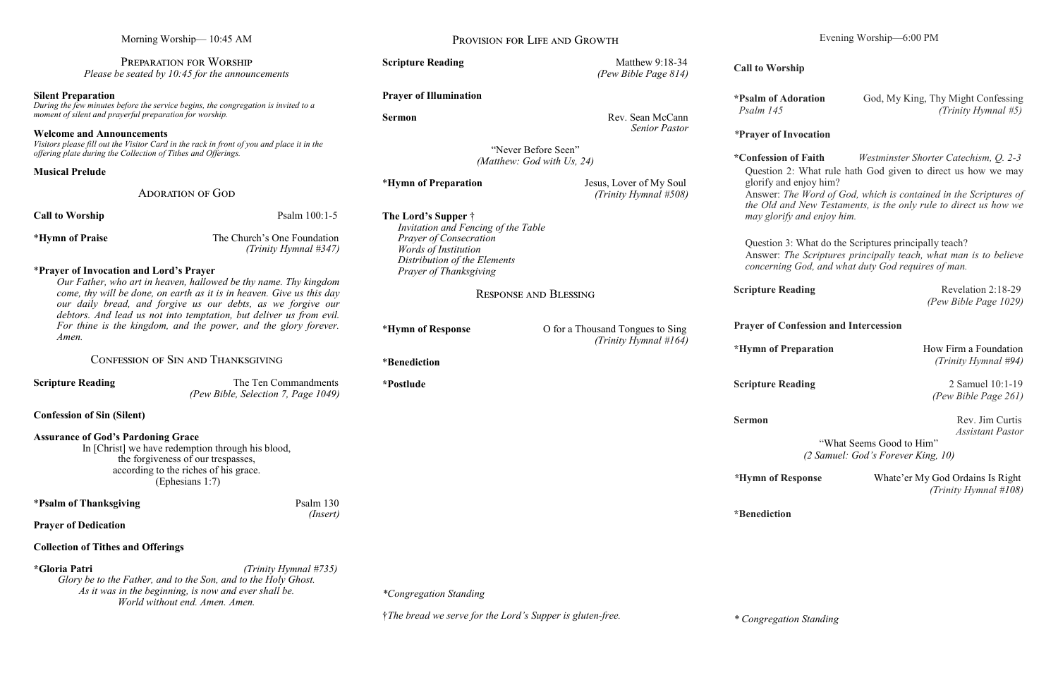Morning Worship— 10:45 AM

## Preparation for Worship

*Please be seated by 10:45 for the announcements*

**Silent Preparation**
*During the few minutes before the service begins, the congregation is invited to a moment of silent and prayerful preparation for worship.*

**Welcome and Announcements**
*Visitors please fill out the Visitor Card in the rack in front of you and place it in the offering plate during the Collection of Tithes and Offerings.*

**Musical Prelude**

## Adoration of God

**Call to Worship** — Psalm 100:1-5

\***Hymn of Praise** — The Church's One Foundation *(Trinity Hymnal #347)*

\***Prayer of Invocation and Lord's Prayer**
*Our Father, who art in heaven, hallowed be thy name. Thy kingdom come, thy will be done, on earth as it is in heaven. Give us this day our daily bread, and forgive us our debts, as we forgive our debtors. And lead us not into temptation, but deliver us from evil. For thine is the kingdom, and the power, and the glory forever. Amen.*

## Confession of Sin and Thanksgiving

**Scripture Reading** — The Ten Commandments *(Pew Bible, Selection 7, Page 1049)*

**Confession of Sin (Silent)**

**Assurance of God's Pardoning Grace**
In [Christ] we have redemption through his blood,
the forgiveness of our trespasses,
according to the riches of his grace.
(Ephesians 1:7)

\***Psalm of Thanksgiving** — Psalm 130 *(Insert)*

**Prayer of Dedication**

**Collection of Tithes and Offerings**

\***Gloria Patri** *(Trinity Hymnal #735)*
*Glory be to the Father, and to the Son, and to the Holy Ghost.*
*As it was in the beginning, is now and ever shall be.*
*World without end. Amen. Amen.*

## Provision for Life and Growth

**Scripture Reading** — Matthew 9:18-34 *(Pew Bible Page 814)*

**Prayer of Illumination**

**Sermon** — Rev. Sean McCann, *Senior Pastor*

"Never Before Seen"
*(Matthew: God with Us, 24)*

\***Hymn of Preparation** — Jesus, Lover of My Soul *(Trinity Hymnal #508)*

**The Lord's Supper** †
*Invitation and Fencing of the Table*
*Prayer of Consecration*
*Words of Institution*
*Distribution of the Elements*
*Prayer of Thanksgiving*

## Response and Blessing

\***Hymn of Response** — O for a Thousand Tongues to Sing *(Trinity Hymnal #164)*

\***Benediction**

\***Postlude**

*\*Congregation Standing*

†*The bread we serve for the Lord's Supper is gluten-free.*

---

Evening Worship—6:00 PM

**Call to Worship**

\***Psalm of Adoration** — God, My King, Thy Might Confessing
*Psalm 145* *(Trinity Hymnal #5)*

*\***Prayer of Invocation***

\***Confession of Faith** — *Westminster Shorter Catechism, Q. 2-3*

Question 2: What rule hath God given to direct us how we may glorify and enjoy him?
Answer: *The Word of God, which is contained in the Scriptures of the Old and New Testaments, is the only rule to direct us how we may glorify and enjoy him.*

Question 3: What do the Scriptures principally teach?
Answer: *The Scriptures principally teach, what man is to believe concerning God, and what duty God requires of man.*

**Scripture Reading** — Revelation 2:18-29 *(Pew Bible Page 1029)*

**Prayer of Confession and Intercession**

\***Hymn of Preparation** — How Firm a Foundation *(Trinity Hymnal #94)*

**Scripture Reading** — 2 Samuel 10:1-19 *(Pew Bible Page 261)*

**Sermon** — Rev. Jim Curtis, *Assistant Pastor*

"What Seems Good to Him"
*(2 Samuel: God's Forever King, 10)*

*\***Hymn of Response*** — Whate'er My God Ordains Is Right *(Trinity Hymnal #108)*

\***Benediction**

*\* Congregation Standing*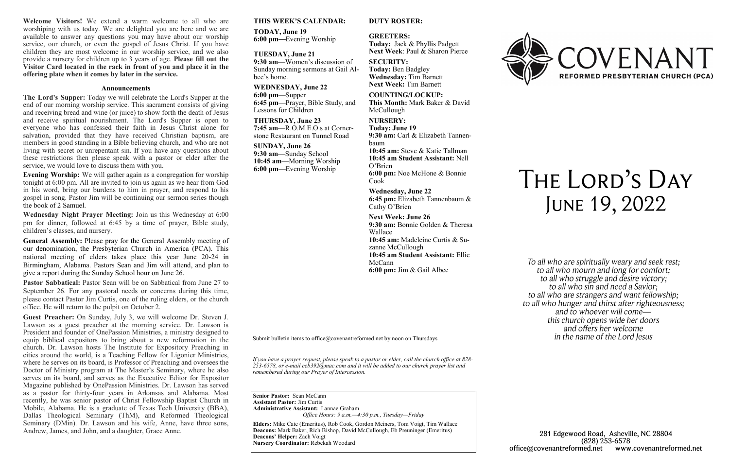**Welcome Visitors!** We extend a warm welcome to all who are worshiping with us today. We are delighted you are here and we are available to answer any questions you may have about our worship service, our church, or even the gospel of Jesus Christ. If you have children they are most welcome in our worship service, and we also provide a nursery for children up to 3 years of age. **Please fill out the Visitor Card located in the rack in front of you and place it in the offering plate when it comes by later in the service.**

## Announcements

**The Lord's Supper:** Today we will celebrate the Lord's Supper at the end of our morning worship service. This sacrament consists of giving and receiving bread and wine (or juice) to show forth the death of Jesus and receive spiritual nourishment. The Lord's Supper is open to everyone who has confessed their faith in Jesus Christ alone for salvation, provided that they have received Christian baptism, are members in good standing in a Bible believing church, and who are not living with secret or unrepentant sin. If you have any questions about these restrictions then please speak with a pastor or elder after the service, we would love to discuss them with you.

**Evening Worship:** We will gather again as a congregation for worship tonight at 6:00 pm. All are invited to join us again as we hear from God in his word, bring our burdens to him in prayer, and respond to his gospel in song. Pastor Jim will be continuing our sermon series though the book of 2 Samuel.

**Wednesday Night Prayer Meeting:** Join us this Wednesday at 6:00 pm for dinner, followed at 6:45 by a time of prayer, Bible study, children's classes, and nursery.

**General Assembly:** Please pray for the General Assembly meeting of our denomination, the Presbyterian Church in America (PCA). This national meeting of elders takes place this year June 20-24 in Birmingham, Alabama. Pastors Sean and Jim will attend, and plan to give a report during the Sunday School hour on June 26.

**Pastor Sabbatical:** Pastor Sean will be on Sabbatical from June 27 to September 26. For any pastoral needs or concerns during this time, please contact Pastor Jim Curtis, one of the ruling elders, or the church office. He will return to the pulpit on October 2.

**Guest Preacher:** On Sunday, July 3, we will welcome Dr. Steven J. Lawson as a guest preacher at the morning service. Dr. Lawson is President and founder of OnePassion Ministries, a ministry designed to equip biblical expositors to bring about a new reformation in the church. Dr. Lawson hosts The Institute for Expository Preaching in cities around the world, is a Teaching Fellow for Ligonier Ministries, where he serves on its board, is Professor of Preaching and oversees the Doctor of Ministry program at The Master's Seminary, where he also serves on its board, and serves as the Executive Editor for Expositor Magazine published by OnePassion Ministries. Dr. Lawson has served as a pastor for thirty-four years in Arkansas and Alabama. Most recently, he was senior pastor of Christ Fellowship Baptist Church in Mobile, Alabama. He is a graduate of Texas Tech University (BBA), Dallas Theological Seminary (ThM), and Reformed Theological Seminary (DMin). Dr. Lawson and his wife, Anne, have three sons, Andrew, James, and John, and a daughter, Grace Anne.

**THIS WEEK'S CALENDAR:**

**TODAY, June 19**
**6:00 pm**—Evening Worship

**TUESDAY, June 21**
**9:30 am**—Women's discussion of Sunday morning sermons at Gail Albee's home.

**WEDNESDAY, June 22**
**6:00 pm**—Supper
**6:45 pm**—Prayer, Bible Study, and Lessons for Children

**THURSDAY, June 23**
**7:45 am**—R.O.M.E.O.s at Cornerstone Restaurant on Tunnel Road

**SUNDAY, June 26**
**9:30 am**—Sunday School
**10:45 am**—Morning Worship
**6:00 pm**—Evening Worship

**DUTY ROSTER:**

**GREETERS:**
**Today:** Jack & Phyllis Padgett
**Next Week**: Paul & Sharon Pierce

**SECURITY:**
**Today:** Ben Badgley
**Wednesday:** Tim Barnett
**Next Week:** Tim Barnett

**COUNTING/LOCKUP:**
**This Month:** Mark Baker & David McCullough

**NURSERY:**
**Today: June 19**
**9:30 am:** Carl & Elizabeth Tannenbaum
**10:45 am:** Steve & Katie Tallman
**10:45 am Student Assistant:** Nell O'Brien
**6:00 pm:** Noe McHone & Bonnie Cook

**Wednesday, June 22**
**6:45 pm:** Elizabeth Tannenbaum & Cathy O'Brien

**Next Week: June 26**
**9:30 am:** Bonnie Golden & Theresa Wallace
**10:45 am:** Madeleine Curtis & Suzanne McCullough
**10:45 am Student Assistant:** Ellie McCann
**6:00 pm:** Jim & Gail Albee

Submit bulletin items to office@covenantreformed.net by noon on Thursdays

*If you have a prayer request, please speak to a pastor or elder, call the church office at 828-253-6578, or e-mail ceb392@mac.com and it will be added to our church prayer list and remembered during our Prayer of Intercession.*

**Senior Pastor:** Sean McCann
**Assistant Pastor:** Jim Curtis
**Administrative Assistant:** Lannae Graham
*Office Hours: 9 a.m.—4:30 p.m., Tuesday—Friday*

**Elders:** Mike Cate (Emeritus), Rob Cook, Gordon Meiners, Tom Voigt, Tim Wallace
**Deacons:** Mark Baker, Rich Bishop, David McCullough, Eb Preuninger (Emeritus)
**Deacons' Helper:** Zach Voigt
**Nursery Coordinator:** Rebekah Woodard

# COVENANT
**REFORMED PRESBYTERIAN CHURCH (PCA)**

# The Lord's Day
## June 19, 2022

*To all who are spiritually weary and seek rest;*
*to all who mourn and long for comfort;*
*to all who struggle and desire victory;*
*to all who sin and need a Savior;*
*to all who are strangers and want fellowship;*
*to all who hunger and thirst after righteousness;*
*and to whoever will come—*
*this church opens wide her doors*
*and offers her welcome*
*in the name of the Lord Jesus*

281 Edgewood Road, Asheville, NC 28804
(828) 253-6578
office@covenantreformed.net www.covenantreformed.net